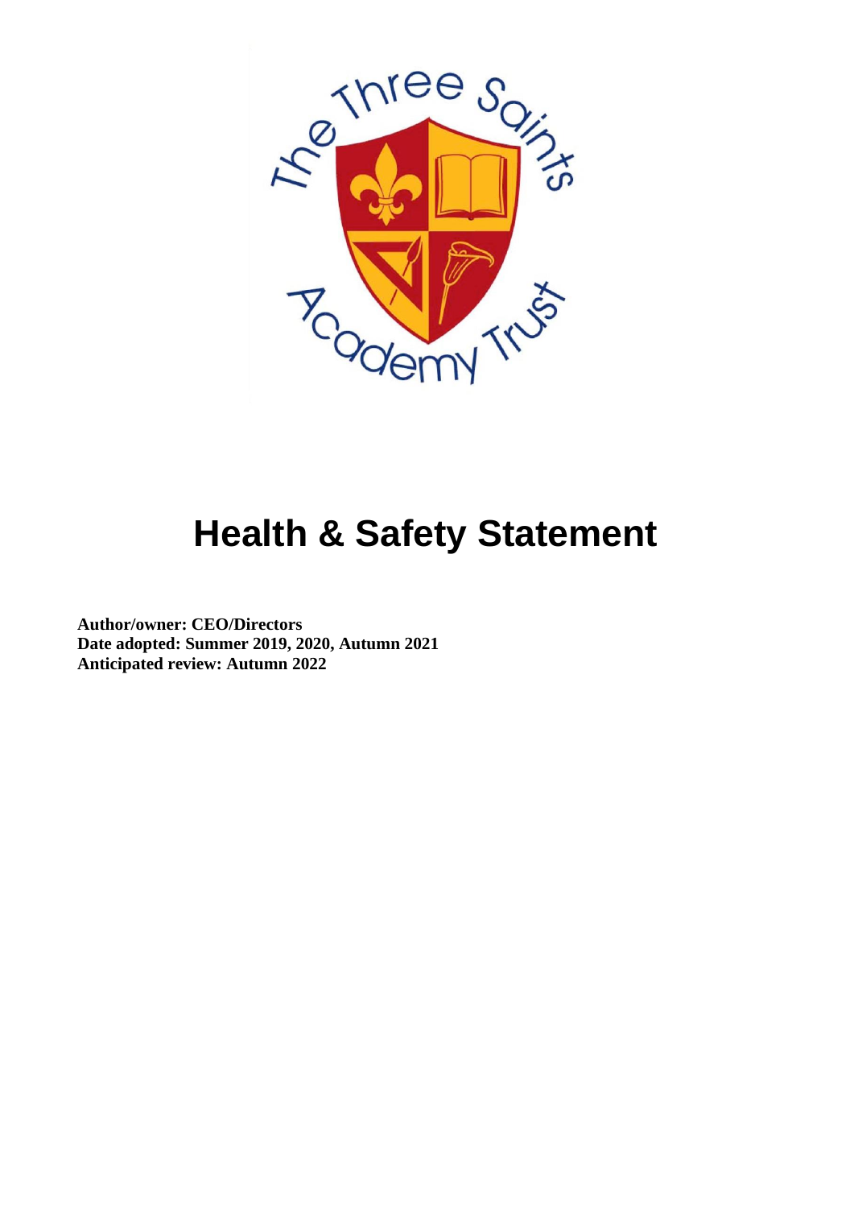# Health & Safety Statement

**Author/owner: CEO/Directors**
**Date adopted: Summer 2019, 2020, Autumn 2021**
**Anticipated review: Autumn 2022**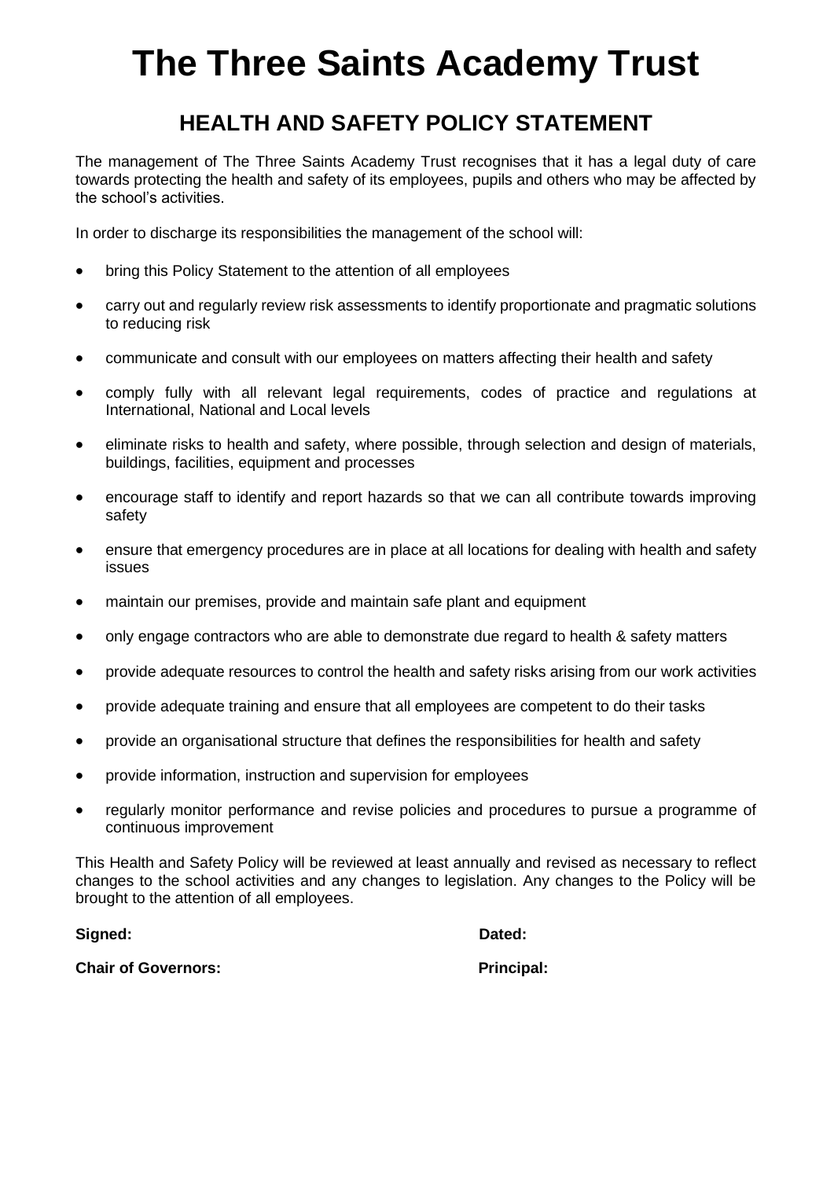# The Three Saints Academy Trust

## HEALTH AND SAFETY POLICY STATEMENT

The management of The Three Saints Academy Trust recognises that it has a legal duty of care towards protecting the health and safety of its employees, pupils and others who may be affected by the school's activities.

In order to discharge its responsibilities the management of the school will:

- bring this Policy Statement to the attention of all employees
- carry out and regularly review risk assessments to identify proportionate and pragmatic solutions to reducing risk
- communicate and consult with our employees on matters affecting their health and safety
- comply fully with all relevant legal requirements, codes of practice and regulations at International, National and Local levels
- eliminate risks to health and safety, where possible, through selection and design of materials, buildings, facilities, equipment and processes
- encourage staff to identify and report hazards so that we can all contribute towards improving safety
- ensure that emergency procedures are in place at all locations for dealing with health and safety issues
- maintain our premises, provide and maintain safe plant and equipment
- only engage contractors who are able to demonstrate due regard to health & safety matters
- provide adequate resources to control the health and safety risks arising from our work activities
- provide adequate training and ensure that all employees are competent to do their tasks
- provide an organisational structure that defines the responsibilities for health and safety
- provide information, instruction and supervision for employees
- regularly monitor performance and revise policies and procedures to pursue a programme of continuous improvement

This Health and Safety Policy will be reviewed at least annually and revised as necessary to reflect changes to the school activities and any changes to legislation. Any changes to the Policy will be brought to the attention of all employees.

**Signed:** **Dated:**

**Chair of Governors:** **Principal:**